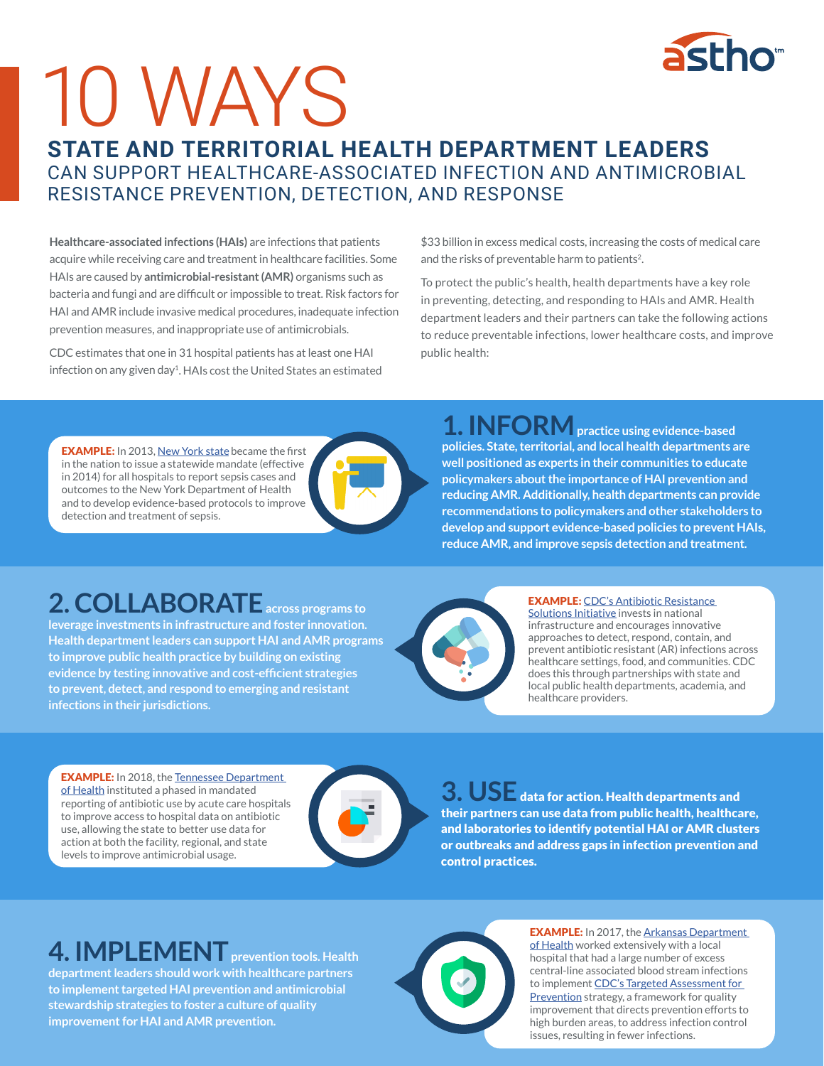# 10 WAYS

## STATE AND TERRITORIAL HEALTH DEPARTMENT LEADERS CAN SUPPORT HEALTHCARE-ASSOCIATED INFECTION AND ANTIMICROBIAL RESISTANCE PREVENTION, DETECTION, AND RESPONSE

**Healthcare-associated infections (HAIs)** are infections that patients acquire while receiving care and treatment in healthcare facilities. Some HAIs are caused by **antimicrobial-resistant (AMR)** organisms such as bacteria and fungi and are difficult or impossible to treat. Risk factors for HAI and AMR include invasive medical procedures, inadequate infection prevention measures, and inappropriate use of antimicrobials.

CDC estimates that one in 31 hospital patients has at least one HAI infection on any given day[1]. HAIs cost the United States an estimated $33 billion in excess medical costs, increasing the costs of medical care and the risks of preventable harm to patients[2].

To protect the public's health, health departments have a key role in preventing, detecting, and responding to HAIs and AMR. Health department leaders and their partners can take the following actions to reduce preventable infections, lower healthcare costs, and improve public health:

## 1. INFORM practice using evidence-based policies.

**State, territorial, and local health departments are well positioned as experts in their communities to educate policymakers about the importance of HAI prevention and reducing AMR. Additionally, health departments can provide recommendations to policymakers and other stakeholders to develop and support evidence-based policies to prevent HAIs, reduce AMR, and improve sepsis detection and treatment.**

**EXAMPLE:** In 2013, New York state became the first in the nation to issue a statewide mandate (effective in 2014) for all hospitals to report sepsis cases and outcomes to the New York Department of Health and to develop evidence-based protocols to improve detection and treatment of sepsis.

## 2. COLLABORATE across programs to leverage investments in infrastructure and foster innovation.

**Health department leaders can support HAI and AMR programs to improve public health practice by building on existing evidence by testing innovative and cost-efficient strategies to prevent, detect, and respond to emerging and resistant infections in their jurisdictions.**

**EXAMPLE:** CDC's Antibiotic Resistance Solutions Initiative invests in national infrastructure and encourages innovative approaches to detect, respond, contain, and prevent antibiotic resistant (AR) infections across healthcare settings, food, and communities. CDC does this through partnerships with state and local public health departments, academia, and healthcare providers.

## 3. USE data for action.

**Health departments and their partners can use data from public health, healthcare, and laboratories to identify potential HAI or AMR clusters or outbreaks and address gaps in infection prevention and control practices.**

**EXAMPLE:** In 2018, the Tennessee Department of Health instituted a phased in mandated reporting of antibiotic use by acute care hospitals to improve access to hospital data on antibiotic use, allowing the state to better use data for action at both the facility, regional, and state levels to improve antimicrobial usage.

## 4. IMPLEMENT prevention tools.

**Health department leaders should work with healthcare partners to implement targeted HAI prevention and antimicrobial stewardship strategies to foster a culture of quality improvement for HAI and AMR prevention.**

**EXAMPLE:** In 2017, the Arkansas Department of Health worked extensively with a local hospital that had a large number of excess central-line associated blood stream infections to implement CDC's Targeted Assessment for Prevention strategy, a framework for quality improvement that directs prevention efforts to high burden areas, to address infection control issues, resulting in fewer infections.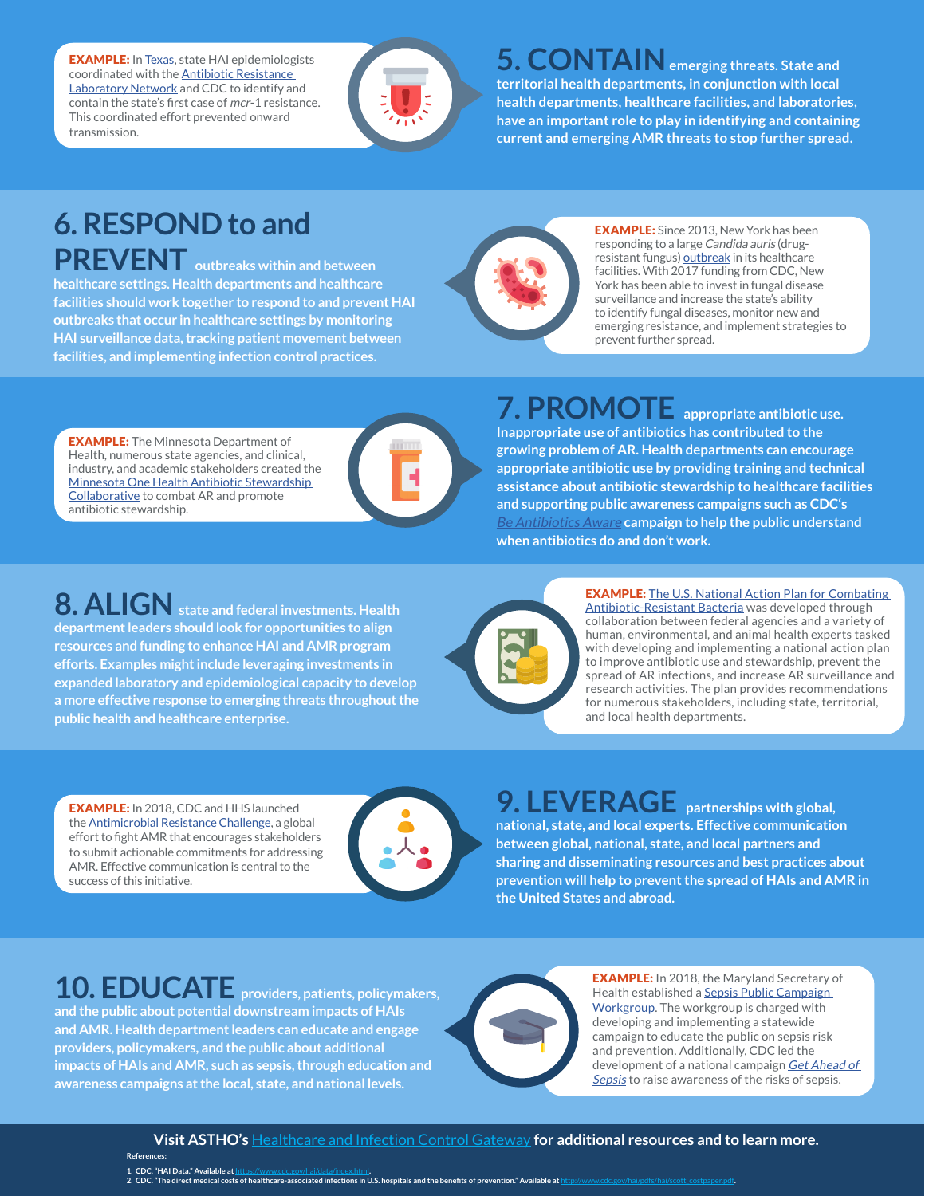## 5. CONTAIN emerging threats.

State and territorial health departments, in conjunction with local health departments, healthcare facilities, and laboratories, have an important role to play in identifying and containing current and emerging AMR threats to stop further spread.

**EXAMPLE:** In Texas, state HAI epidemiologists coordinated with the Antibiotic Resistance Laboratory Network and CDC to identify and contain the state's first case of *mcr*-1 resistance. This coordinated effort prevented onward transmission.

## 6. RESPOND to and PREVENT outbreaks within and between healthcare settings.

Health departments and healthcare facilities should work together to respond to and prevent HAI outbreaks that occur in healthcare settings by monitoring HAI surveillance data, tracking patient movement between facilities, and implementing infection control practices.

**EXAMPLE:** Since 2013, New York has been responding to a large *Candida auris* (drug-resistant fungus) outbreak in its healthcare facilities. With 2017 funding from CDC, New York has been able to invest in fungal disease surveillance and increase the state's ability to identify fungal diseases, monitor new and emerging resistance, and implement strategies to prevent further spread.

## 7. PROMOTE appropriate antibiotic use.

Inappropriate use of antibiotics has contributed to the growing problem of AR. Health departments can encourage appropriate antibiotic use by providing training and technical assistance about antibiotic stewardship to healthcare facilities and supporting public awareness campaigns such as CDC's *Be Antibiotics Aware* campaign to help the public understand when antibiotics do and don't work.

**EXAMPLE:** The Minnesota Department of Health, numerous state agencies, and clinical, industry, and academic stakeholders created the Minnesota One Health Antibiotic Stewardship Collaborative to combat AR and promote antibiotic stewardship.

## 8. ALIGN state and federal investments.

Health department leaders should look for opportunities to align resources and funding to enhance HAI and AMR program efforts. Examples might include leveraging investments in expanded laboratory and epidemiological capacity to develop a more effective response to emerging threats throughout the public health and healthcare enterprise.

**EXAMPLE:** The U.S. National Action Plan for Combating Antibiotic-Resistant Bacteria was developed through collaboration between federal agencies and a variety of human, environmental, and animal health experts tasked with developing and implementing a national action plan to improve antibiotic use and stewardship, prevent the spread of AR infections, and increase AR surveillance and research activities. The plan provides recommendations for numerous stakeholders, including state, territorial, and local health departments.

## 9. LEVERAGE partnerships with global, national, state, and local experts.

Effective communication between global, national, state, and local partners and sharing and disseminating resources and best practices about prevention will help to prevent the spread of HAIs and AMR in the United States and abroad.

**EXAMPLE:** In 2018, CDC and HHS launched the Antimicrobial Resistance Challenge, a global effort to fight AMR that encourages stakeholders to submit actionable commitments for addressing AMR. Effective communication is central to the success of this initiative.

## 10. EDUCATE providers, patients, policymakers, and the public about potential downstream impacts of HAIs and AMR.

Health department leaders can educate and engage providers, policymakers, and the public about additional impacts of HAIs and AMR, such as sepsis, through education and awareness campaigns at the local, state, and national levels.

**EXAMPLE:** In 2018, the Maryland Secretary of Health established a Sepsis Public Campaign Workgroup. The workgroup is charged with developing and implementing a statewide campaign to educate the public on sepsis risk and prevention. Additionally, CDC led the development of a national campaign *Get Ahead of Sepsis* to raise awareness of the risks of sepsis.

**Visit ASTHO's Healthcare and Infection Control Gateway for additional resources and to learn more.**

References:

1. CDC. "HAI Data." Available at https://www.cdc.gov/hai/data/index.html.
2. CDC. "The direct medical costs of healthcare-associated infections in U.S. hospitals and the benefits of prevention." Available at http://www.cdc.gov/hai/pdfs/hai/scott_costpaper.pdf.